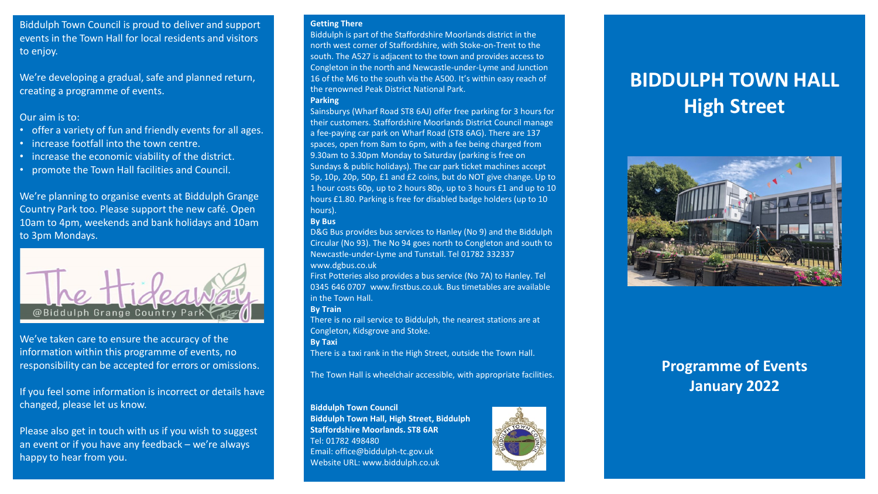Biddulph Town Council is proud to deliver and support events in the Town Hall for local residents and visitors to enjoy.

We're developing a gradual, safe and planned return, creating a programme of events.

Our aim is to:

- offer a variety of fun and friendly events for all ages.
- increase footfall into the town centre.
- increase the economic viability of the district.
- promote the Town Hall facilities and Council.

We're planning to organise events at Biddulph Grange Country Park too. Please support the new café. Open 10am to 4pm, weekends and bank holidays and 10am to 3pm Mondays.

The Hideaway @Biddulph Grange Country Park

We've taken care to ensure the accuracy of the information within this programme of events, no responsibility can be accepted for errors or omissions.

If you feel some information is incorrect or details have changed, please let us know.

Please also get in touch with us if you wish to suggest an event or if you have any feedback – we're always happy to hear from you.

**Getting There**

Biddulph is part of the Staffordshire Moorlands district in the north west corner of Staffordshire, with Stoke-on-Trent to the south. The A527 is adjacent to the town and provides access to Congleton in the north and Newcastle-under-Lyme and Junction 16 of the M6 to the south via the A500. It's within easy reach of the renowned Peak District National Park.

**Parking**

Sainsburys (Wharf Road ST8 6AJ) offer free parking for 3 hours for their customers. Staffordshire Moorlands District Council manage a fee-paying car park on Wharf Road (ST8 6AG). There are 137 spaces, open from 8am to 6pm, with a fee being charged from 9.30am to 3.30pm Monday to Saturday (parking is free on Sundays & public holidays). The car park ticket machines accept 5p, 10p, 20p, 50p, £1 and £2 coins, but do NOT give change. Up to 1 hour costs 60p, up to 2 hours 80p, up to 3 hours £1 and up to 10 hours £1.80. Parking is free for disabled badge holders (up to 10 hours).

**By Bus**

D&G Bus provides bus services to Hanley (No 9) and the Biddulph Circular (No 93). The No 94 goes north to Congleton and south to Newcastle-under-Lyme and Tunstall. Tel 01782 332337 www.dgbus.co.uk

First Potteries also provides a bus service (No 7A) to Hanley. Tel 0345 646 0707 www.firstbus.co.uk. Bus timetables are available in the Town Hall.

**By Train**

There is no rail service to Biddulph, the nearest stations are at Congleton, Kidsgrove and Stoke.

**By Taxi**

There is a taxi rank in the High Street, outside the Town Hall.

The Town Hall is wheelchair accessible, with appropriate facilities.

**Biddulph Town Council**
**Biddulph Town Hall, High Street, Biddulph**
**Staffordshire Moorlands. ST8 6AR**
Tel: 01782 498480
Email: office@biddulph-tc.gov.uk
Website URL: www.biddulph.co.uk

# BIDDULPH TOWN HALL
# High Street

## Programme of Events
## January 2022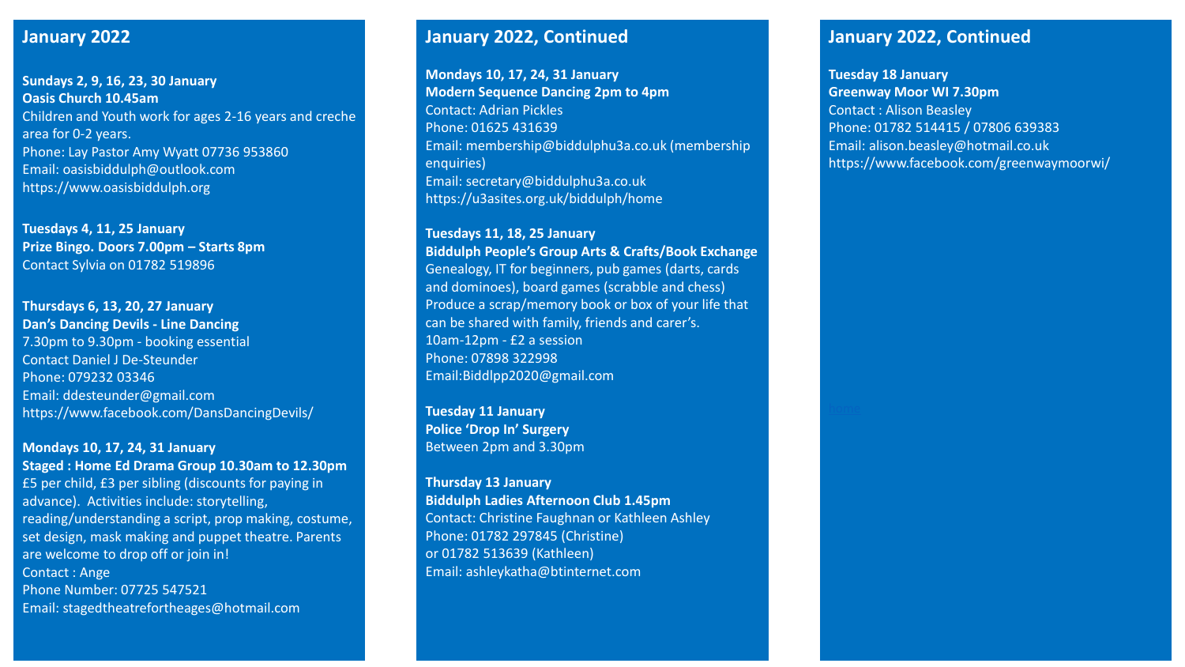## January 2022

**Sundays 2, 9, 16, 23, 30 January**
**Oasis Church 10.45am**
Children and Youth work for ages 2-16 years and creche area for 0-2 years.
Phone: Lay Pastor Amy Wyatt 07736 953860
Email: oasisbiddulph@outlook.com
https://www.oasisbiddulph.org

**Tuesdays 4, 11, 25 January**
**Prize Bingo. Doors 7.00pm – Starts 8pm**
Contact Sylvia on 01782 519896

**Thursdays 6, 13, 20, 27 January**
**Dan's Dancing Devils - Line Dancing**
7.30pm to 9.30pm - booking essential
Contact Daniel J De-Steunder
Phone: 079232 03346
Email: ddesteunder@gmail.com
https://www.facebook.com/DansDancingDevils/

**Mondays 10, 17, 24, 31 January**
**Staged : Home Ed Drama Group 10.30am to 12.30pm**
£5 per child, £3 per sibling (discounts for paying in advance). Activities include: storytelling, reading/understanding a script, prop making, costume, set design, mask making and puppet theatre. Parents are welcome to drop off or join in!
Contact : Ange
Phone Number: 07725 547521
Email: stagedtheatrefortheages@hotmail.com

## January 2022, Continued

**Mondays 10, 17, 24, 31 January**
**Modern Sequence Dancing 2pm to 4pm**
Contact: Adrian Pickles
Phone: 01625 431639
Email: membership@biddulphu3a.co.uk (membership enquiries)
Email: secretary@biddulphu3a.co.uk
https://u3asites.org.uk/biddulph/home

**Tuesdays 11, 18, 25 January**
**Biddulph People's Group Arts & Crafts/Book Exchange**
Genealogy, IT for beginners, pub games (darts, cards and dominoes), board games (scrabble and chess)
Produce a scrap/memory book or box of your life that can be shared with family, friends and carer's.
10am-12pm - £2 a session
Phone: 07898 322998
Email:Biddlpp2020@gmail.com

**Tuesday 11 January**
**Police 'Drop In' Surgery**
Between 2pm and 3.30pm

**Thursday 13 January**
**Biddulph Ladies Afternoon Club 1.45pm**
Contact: Christine Faughnan or Kathleen Ashley
Phone: 01782 297845 (Christine)
or 01782 513639 (Kathleen)
Email: ashleykatha@btinternet.com

## January 2022, Continued

**Tuesday 18 January**
**Greenway Moor WI 7.30pm**
Contact : Alison Beasley
Phone: 01782 514415 / 07806 639383
Email: alison.beasley@hotmail.co.uk
https://www.facebook.com/greenwaymoorwi/

home